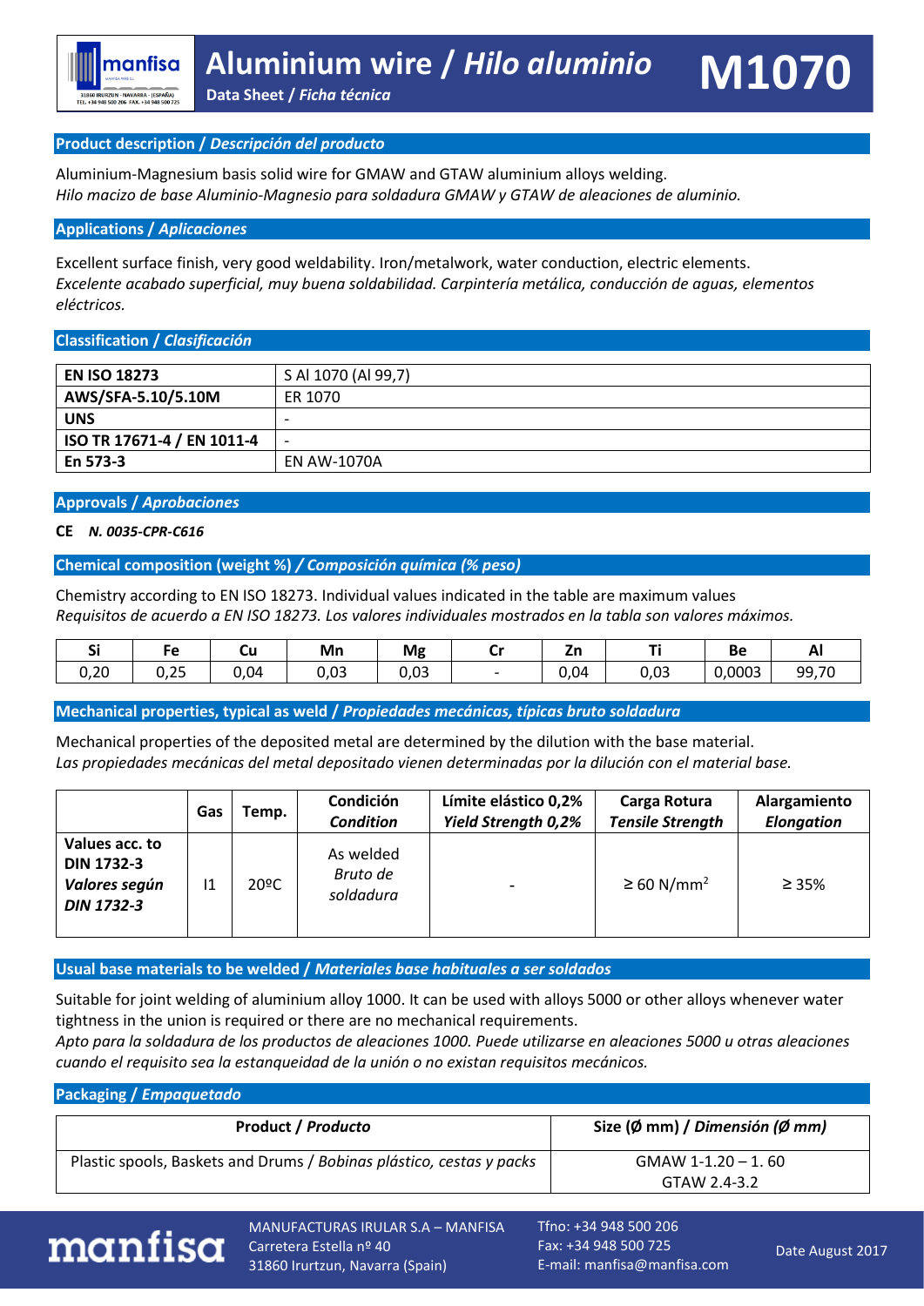# Aluminium wire / *Hilo aluminio* M1070

**Data Sheet / *Ficha técnica***

## Product description / *Descripción del producto*

Aluminium-Magnesium basis solid wire for GMAW and GTAW aluminium alloys welding.
*Hilo macizo de base Aluminio-Magnesio para soldadura GMAW y GTAW de aleaciones de aluminio.*

## Applications / *Aplicaciones*

Excellent surface finish, very good weldability. Iron/metalwork, water conduction, electric elements.
*Excelente acabado superficial, muy buena soldabilidad. Carpintería metálica, conducción de aguas, elementos eléctricos.*

## Classification / *Clasificación*

| | |
|---|---|
| **EN ISO 18273** | S Al 1070 (Al 99,7) |
| **AWS/SFA-5.10/5.10M** | ER 1070 |
| **UNS** | - |
| **ISO TR 17671-4 / EN 1011-4** | - |
| **En 573-3** | EN AW-1070A |

## Approvals / *Aprobaciones*

**CE** ***N. 0035-CPR-C616***

## Chemical composition (weight %) / *Composición química (% peso)*

Chemistry according to EN ISO 18273. Individual values indicated in the table are maximum values
*Requisitos de acuerdo a EN ISO 18273. Los valores individuales mostrados en la tabla son valores máximos.*

| Si | Fe | Cu | Mn | Mg | Cr | Zn | Ti | Be | Al |
|---|---|---|---|---|---|---|---|---|---|
| 0,20 | 0,25 | 0,04 | 0,03 | 0,03 | - | 0,04 | 0,03 | 0,0003 | 99,70 |

## Mechanical properties, typical as weld / *Propiedades mecánicas, típicas bruto soldadura*

Mechanical properties of the deposited metal are determined by the dilution with the base material.
*Las propiedades mecánicas del metal depositado vienen determinadas por la dilución con el material base.*

| | Gas | Temp. | Condición *Condition* | Límite elástico 0,2% *Yield Strength 0,2%* | Carga Rotura *Tensile Strength* | Alargamiento *Elongation* |
|---|---|---|---|---|---|---|
| **Values acc. to DIN 1732-3** ***Valores según DIN 1732-3*** | I1 | 20ºC | As welded *Bruto de soldadura* | - | ≥ 60 N/mm² | ≥ 35% |

## Usual base materials to be welded / *Materiales base habituales a ser soldados*

Suitable for joint welding of aluminium alloy 1000. It can be used with alloys 5000 or other alloys whenever water tightness in the union is required or there are no mechanical requirements.
*Apto para la soldadura de los productos de aleaciones 1000. Puede utilizarse en aleaciones 5000 u otras aleaciones cuando el requisito sea la estanqueidad de la unión o no existan requisitos mecánicos.*

## Packaging / *Empaquetado*

| Product / *Producto* | Size (Ø mm) / *Dimensión (Ø mm)* |
|---|---|
| Plastic spools, Baskets and Drums / *Bobinas plástico, cestas y packs* | GMAW 1-1.20 – 1. 60<br>GTAW 2.4-3.2 |

MANUFACTURAS IRULAR S.A – MANFISA
Carretera Estella nº 40
31860 Irurtzun, Navarra (Spain)

Tfno: +34 948 500 206
Fax: +34 948 500 725
E-mail: manfisa@manfisa.com

Date August 2017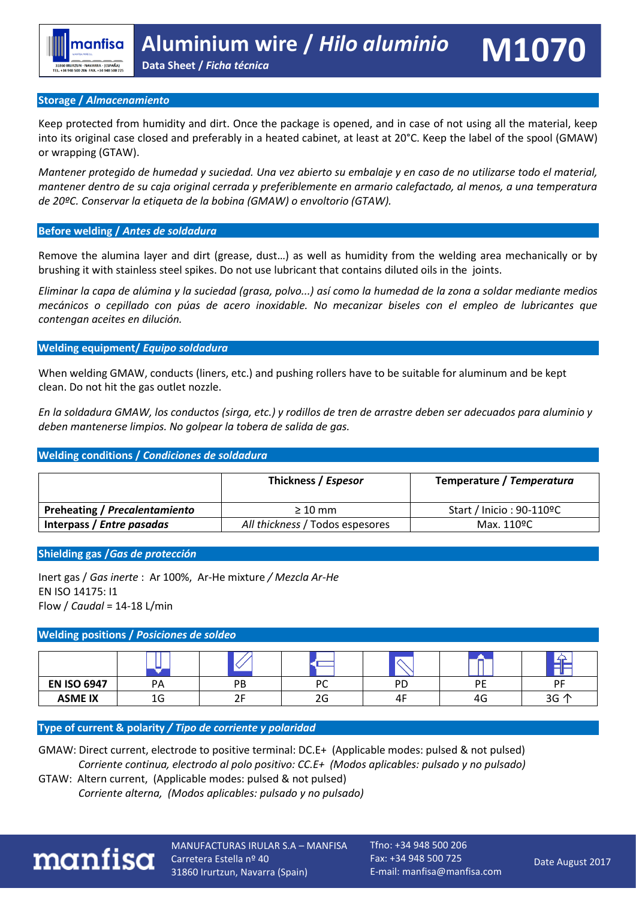# Aluminium wire / *Hilo aluminio* — M1070

Data Sheet / *Ficha técnica*

## Storage / *Almacenamiento*

Keep protected from humidity and dirt. Once the package is opened, and in case of not using all the material, keep into its original case closed and preferably in a heated cabinet, at least at 20°C. Keep the label of the spool (GMAW) or wrapping (GTAW).

*Mantener protegido de humedad y suciedad. Una vez abierto su embalaje y en caso de no utilizarse todo el material, mantener dentro de su caja original cerrada y preferiblemente en armario calefactado, al menos, a una temperatura de 20ºC. Conservar la etiqueta de la bobina (GMAW) o envoltorio (GTAW).*

## Before welding / *Antes de soldadura*

Remove the alumina layer and dirt (grease, dust…) as well as humidity from the welding area mechanically or by brushing it with stainless steel spikes. Do not use lubricant that contains diluted oils in the joints.

*Eliminar la capa de alúmina y la suciedad (grasa, polvo...) así como la humedad de la zona a soldar mediante medios mecánicos o cepillado con púas de acero inoxidable. No mecanizar biseles con el empleo de lubricantes que contengan aceites en dilución.*

## Welding equipment/ *Equipo soldadura*

When welding GMAW, conducts (liners, etc.) and pushing rollers have to be suitable for aluminum and be kept clean. Do not hit the gas outlet nozzle.

*En la soldadura GMAW, los conductos (sirga, etc.) y rodillos de tren de arrastre deben ser adecuados para aluminio y deben mantenerse limpios. No golpear la tobera de salida de gas.*

## Welding conditions / *Condiciones de soldadura*

| | Thickness / *Espesor* | Temperature / *Temperatura* |
|---|---|---|
| **Preheating / *Precalentamiento*** | ≥ 10 mm | Start / Inicio : 90-110ºC |
| **Interpass / *Entre pasadas*** | *All thickness* / Todos espesores | Max. 110ºC |

## Shielding gas /*Gas de protección*

Inert gas / *Gas inerte* : Ar 100%, Ar-He mixture */ Mezcla Ar-He*
EN ISO 14175: I1
Flow / *Caudal* = 14-18 L/min

## Welding positions / *Posiciones de soldeo*

| | | | | | | |
|---|---|---|---|---|---|---|
| **EN ISO 6947** | PA | PB | PC | PD | PE | PF |
| **ASME IX** | 1G | 2F | 2G | 4F | 4G | 3G ↑ |

## Type of current & polarity / *Tipo de corriente y polaridad*

GMAW: Direct current, electrode to positive terminal: DC.E+ (Applicable modes: pulsed & not pulsed)
*Corriente continua, electrodo al polo positivo: CC.E+ (Modos aplicables: pulsado y no pulsado)*

GTAW: Altern current, (Applicable modes: pulsed & not pulsed)
*Corriente alterna, (Modos aplicables: pulsado y no pulsado)*

MANUFACTURAS IRULAR S.A – MANFISA
Carretera Estella nº 40
31860 Irurtzun, Navarra (Spain)

Tfno: +34 948 500 206
Fax: +34 948 500 725
E-mail: manfisa@manfisa.com

Date August 2017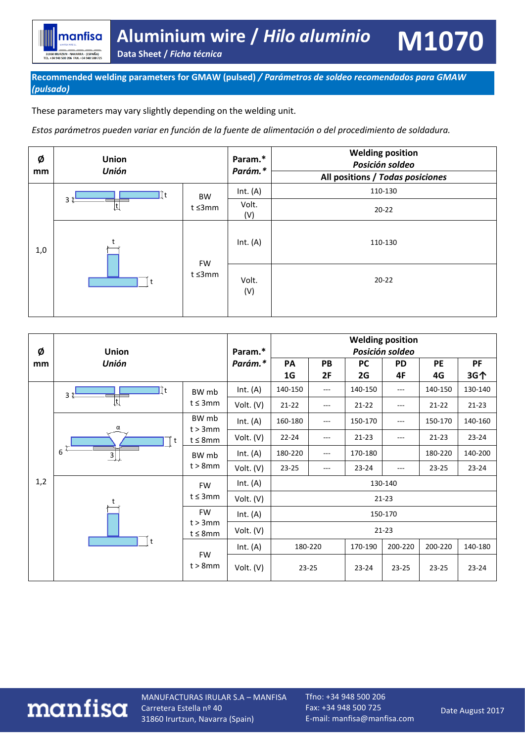## Recommended welding parameters for GMAW (pulsed) / *Parámetros de soldeo recomendados para GMAW (pulsado)*

These parameters may vary slightly depending on the welding unit.

*Estos parámetros pueden variar en función de la fuente de alimentación o del procedimiento de soldadura.*

| Ø mm | Union / *Unión* | | Param.* / *Parám.** | Welding position / *Posición soldeo* — All positions / *Todas posiciones* |
|---|---|---|---|---|
| 1,0 | | BW t ≤3mm | Int. (A) | 110-130 |
| | | | Volt. (V) | 20-22 |
| | | FW t ≤3mm | Int. (A) | 110-130 |
| | | | Volt. (V) | 20-22 |

| Ø mm | Union / *Unión* | | Param.* / *Parám.** | Welding position / *Posición soldeo* | | | | | |
|---|---|---|---|---|---|---|---|---|---|
| | | | | PA 1G | PB 2F | PC 2G | PD 4F | PE 4G | PF 3G↑ |
| 1,2 | | BW mb t ≤ 3mm | Int. (A) | 140-150 | --- | 140-150 | --- | 140-150 | 130-140 |
| | | | Volt. (V) | 21-22 | --- | 21-22 | --- | 21-22 | 21-23 |
| | | BW mb t > 3mm t ≤ 8mm | Int. (A) | 160-180 | --- | 150-170 | --- | 150-170 | 140-160 |
| | | | Volt. (V) | 22-24 | --- | 21-23 | --- | 21-23 | 23-24 |
| | | BW mb t > 8mm | Int. (A) | 180-220 | --- | 170-180 | | 180-220 | 140-200 |
| | | | Volt. (V) | 23-25 | --- | 23-24 | --- | 23-25 | 23-24 |
| | | FW t ≤ 3mm | Int. (A) | 130-140 | | | | | |
| | | | Volt. (V) | 21-23 | | | | | |
| | | FW t > 3mm t ≤ 8mm | Int. (A) | 150-170 | | | | | |
| | | | Volt. (V) | 21-23 | | | | | |
| | | FW t > 8mm | Int. (A) | 180-220 | | 170-190 | 200-220 | 200-220 | 140-180 |
| | | | Volt. (V) | 23-25 | | 23-24 | 23-25 | 23-25 | 23-24 |

MANUFACTURAS IRULAR S.A – MANFISA
Carretera Estella nº 40
31860 Irurtzun, Navarra (Spain)

Tfno: +34 948 500 206
Fax: +34 948 500 725
E-mail: manfisa@manfisa.com

Date August 2017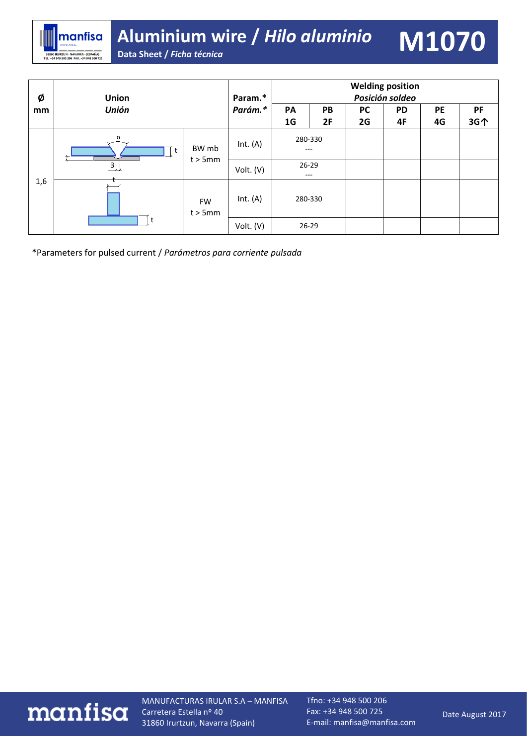# Aluminium wire / *Hilo aluminio*

**Data Sheet / *Ficha técnica***

# M1070

| Ø mm | Union *Unión* | | Param.* *Parám.** | Welding position *Posición soldeo* | | | | | |
|---|---|---|---|---|---|---|---|---|---|
| | | | | PA 1G | PB 2F | PC 2G | PD 4F | PE 4G | PF 3G↑ |
| 1,6 | | BW mb t > 5mm | Int. (A) | 280-330 | --- | | | | |
| | | | Volt. (V) | 26-29 | --- | | | | |
| | | FW t > 5mm | Int. (A) | 280-330 | | | | | |
| | | | Volt. (V) | 26-29 | | | | | |

*Parameters for pulsed current / *Parámetros para corriente pulsada*

MANUFACTURAS IRULAR S.A – MANFISA
Carretera Estella nº 40
31860 Irurtzun, Navarra (Spain)

Tfno: +34 948 500 206
Fax: +34 948 500 725
E-mail: manfisa@manfisa.com

Date August 2017